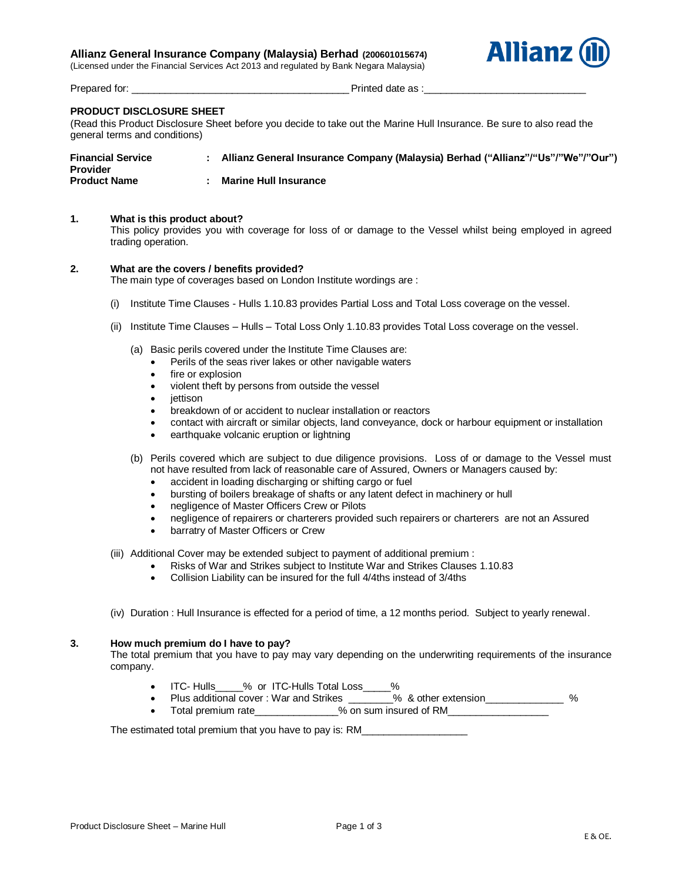**Allianz General Insurance Company (Malaysia) Berhad (200601015674)**
(Licensed under the Financial Services Act 2013 and regulated by Bank Negara Malaysia)

Prepared for: ______________________________________ Printed date as :____________________________

## PRODUCT DISCLOSURE SHEET

(Read this Product Disclosure Sheet before you decide to take out the Marine Hull Insurance. Be sure to also read the general terms and conditions)

| | | |
|---|---|---|
| **Financial Service Provider** | : | **Allianz General Insurance Company (Malaysia) Berhad ("Allianz"/"Us"/"We"/"Our")** |
| **Product Name** | : | **Marine Hull Insurance** |

### 1. What is this product about?

This policy provides you with coverage for loss of or damage to the Vessel whilst being employed in agreed trading operation.

### 2. What are the covers / benefits provided?

The main type of coverages based on London Institute wordings are :

(i) Institute Time Clauses - Hulls 1.10.83 provides Partial Loss and Total Loss coverage on the vessel.

(ii) Institute Time Clauses – Hulls – Total Loss Only 1.10.83 provides Total Loss coverage on the vessel.

(a) Basic perils covered under the Institute Time Clauses are:
- Perils of the seas river lakes or other navigable waters
- fire or explosion
- violent theft by persons from outside the vessel
- jettison
- breakdown of or accident to nuclear installation or reactors
- contact with aircraft or similar objects, land conveyance, dock or harbour equipment or installation
- earthquake volcanic eruption or lightning

(b) Perils covered which are subject to due diligence provisions. Loss of or damage to the Vessel must not have resulted from lack of reasonable care of Assured, Owners or Managers caused by:
- accident in loading discharging or shifting cargo or fuel
- bursting of boilers breakage of shafts or any latent defect in machinery or hull
- negligence of Master Officers Crew or Pilots
- negligence of repairers or charterers provided such repairers or charterers are not an Assured
- barratry of Master Officers or Crew

(iii) Additional Cover may be extended subject to payment of additional premium :
- Risks of War and Strikes subject to Institute War and Strikes Clauses 1.10.83
- Collision Liability can be insured for the full 4/4ths instead of 3/4ths

(iv) Duration : Hull Insurance is effected for a period of time, a 12 months period. Subject to yearly renewal.

### 3. How much premium do I have to pay?

The total premium that you have to pay may vary depending on the underwriting requirements of the insurance company.

- ITC- Hulls_____% or ITC-Hulls Total Loss_____%
- Plus additional cover : War and Strikes ________% & other extension______________ %
- Total premium rate_______________% on sum insured of RM__________________

The estimated total premium that you have to pay is: RM___________________

E & OE.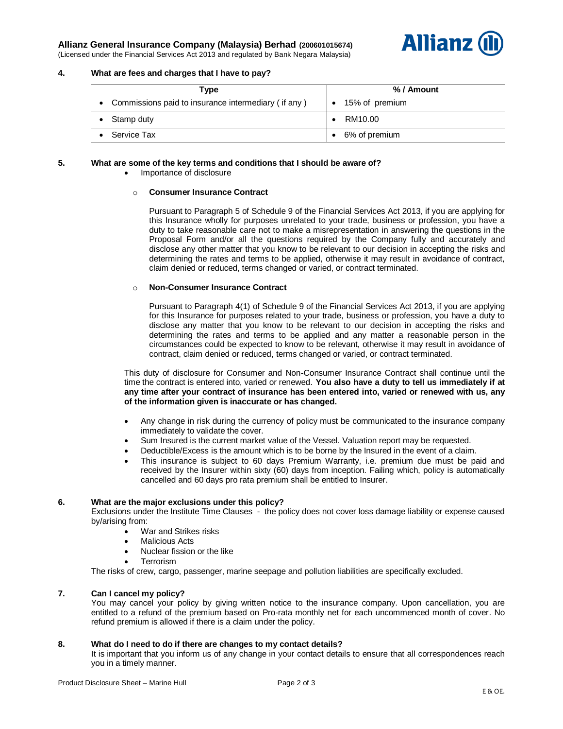Allianz General Insurance Company (Malaysia) Berhad (200601015674)
(Licensed under the Financial Services Act 2013 and regulated by Bank Negara Malaysia)

## 4. What are fees and charges that I have to pay?

| Type | % / Amount |
|---|---|
| • Commissions paid to insurance intermediary ( if any ) | • 15% of premium |
| • Stamp duty | • RM10.00 |
| • Service Tax | • 6% of premium |

## 5. What are some of the key terms and conditions that I should be aware of?

- Importance of disclosure

  - **Consumer Insurance Contract**

    Pursuant to Paragraph 5 of Schedule 9 of the Financial Services Act 2013, if you are applying for this Insurance wholly for purposes unrelated to your trade, business or profession, you have a duty to take reasonable care not to make a misrepresentation in answering the questions in the Proposal Form and/or all the questions required by the Company fully and accurately and disclose any other matter that you know to be relevant to our decision in accepting the risks and determining the rates and terms to be applied, otherwise it may result in avoidance of contract, claim denied or reduced, terms changed or varied, or contract terminated.

  - **Non-Consumer Insurance Contract**

    Pursuant to Paragraph 4(1) of Schedule 9 of the Financial Services Act 2013, if you are applying for this Insurance for purposes related to your trade, business or profession, you have a duty to disclose any matter that you know to be relevant to our decision in accepting the risks and determining the rates and terms to be applied and any matter a reasonable person in the circumstances could be expected to know to be relevant, otherwise it may result in avoidance of contract, claim denied or reduced, terms changed or varied, or contract terminated.

This duty of disclosure for Consumer and Non-Consumer Insurance Contract shall continue until the time the contract is entered into, varied or renewed. **You also have a duty to tell us immediately if at any time after your contract of insurance has been entered into, varied or renewed with us, any of the information given is inaccurate or has changed.**

- Any change in risk during the currency of policy must be communicated to the insurance company immediately to validate the cover.
- Sum Insured is the current market value of the Vessel. Valuation report may be requested.
- Deductible/Excess is the amount which is to be borne by the Insured in the event of a claim.
- This insurance is subject to 60 days Premium Warranty, i.e. premium due must be paid and received by the Insurer within sixty (60) days from inception. Failing which, policy is automatically cancelled and 60 days pro rata premium shall be entitled to Insurer.

## 6. What are the major exclusions under this policy?

Exclusions under the Institute Time Clauses - the policy does not cover loss damage liability or expense caused by/arising from:

- War and Strikes risks
- Malicious Acts
- Nuclear fission or the like
- Terrorism

The risks of crew, cargo, passenger, marine seepage and pollution liabilities are specifically excluded.

## 7. Can I cancel my policy?

You may cancel your policy by giving written notice to the insurance company. Upon cancellation, you are entitled to a refund of the premium based on Pro-rata monthly net for each uncommenced month of cover. No refund premium is allowed if there is a claim under the policy.

## 8. What do I need to do if there are changes to my contact details?

It is important that you inform us of any change in your contact details to ensure that all correspondences reach you in a timely manner.

E & OE.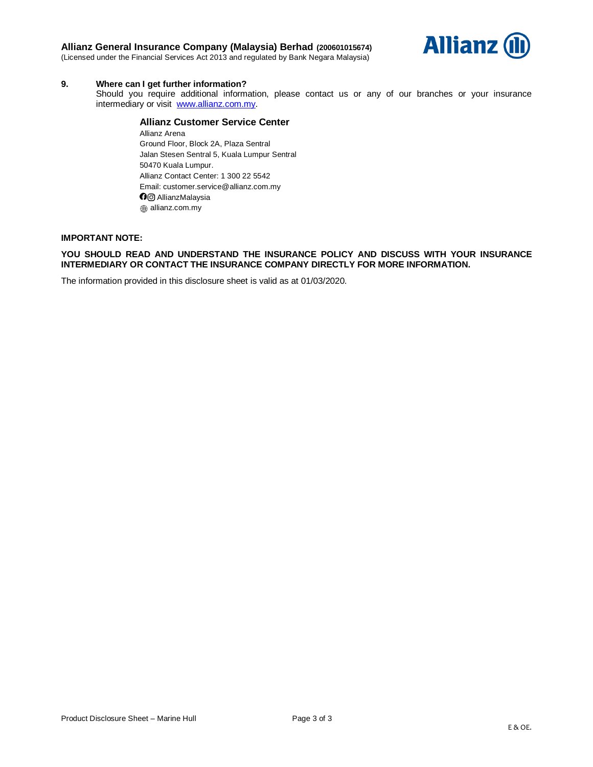**Allianz General Insurance Company (Malaysia) Berhad (200601015674)**
(Licensed under the Financial Services Act 2013 and regulated by Bank Negara Malaysia)

**9. Where can I get further information?**

Should you require additional information, please contact us or any of our branches or your insurance intermediary or visit www.allianz.com.my.

**Allianz Customer Service Center**
Allianz Arena
Ground Floor, Block 2A, Plaza Sentral
Jalan Stesen Sentral 5, Kuala Lumpur Sentral
50470 Kuala Lumpur.
Allianz Contact Center: 1 300 22 5542
Email: customer.service@allianz.com.my
AllianzMalaysia
allianz.com.my

**IMPORTANT NOTE:**

**YOU SHOULD READ AND UNDERSTAND THE INSURANCE POLICY AND DISCUSS WITH YOUR INSURANCE INTERMEDIARY OR CONTACT THE INSURANCE COMPANY DIRECTLY FOR MORE INFORMATION.**

The information provided in this disclosure sheet is valid as at 01/03/2020.

E & OE.